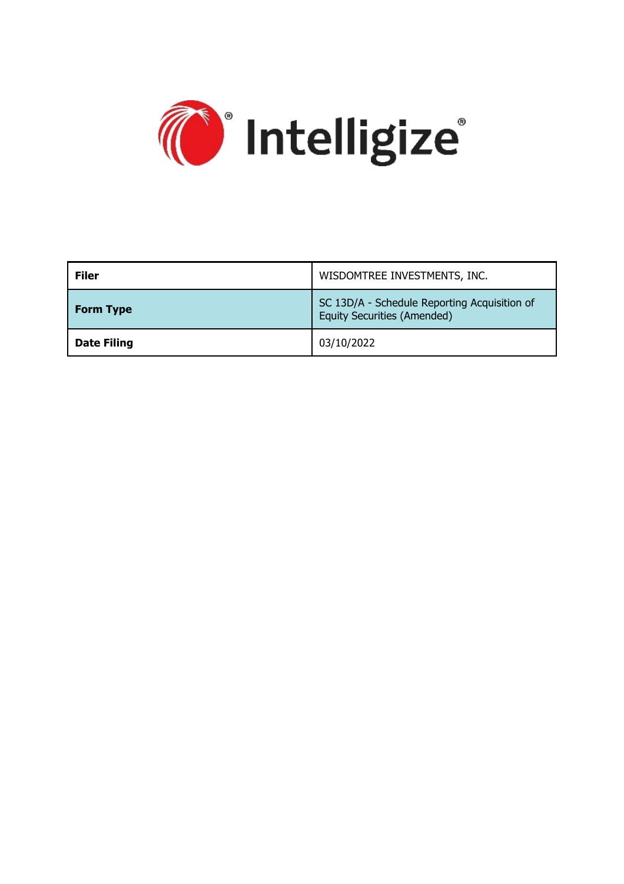Intelligize®

| **Filer** | WISDOMTREE INVESTMENTS, INC. |
|---|---|
| **Form Type** | SC 13D/A - Schedule Reporting Acquisition of Equity Securities (Amended) |
| **Date Filing** | 03/10/2022 |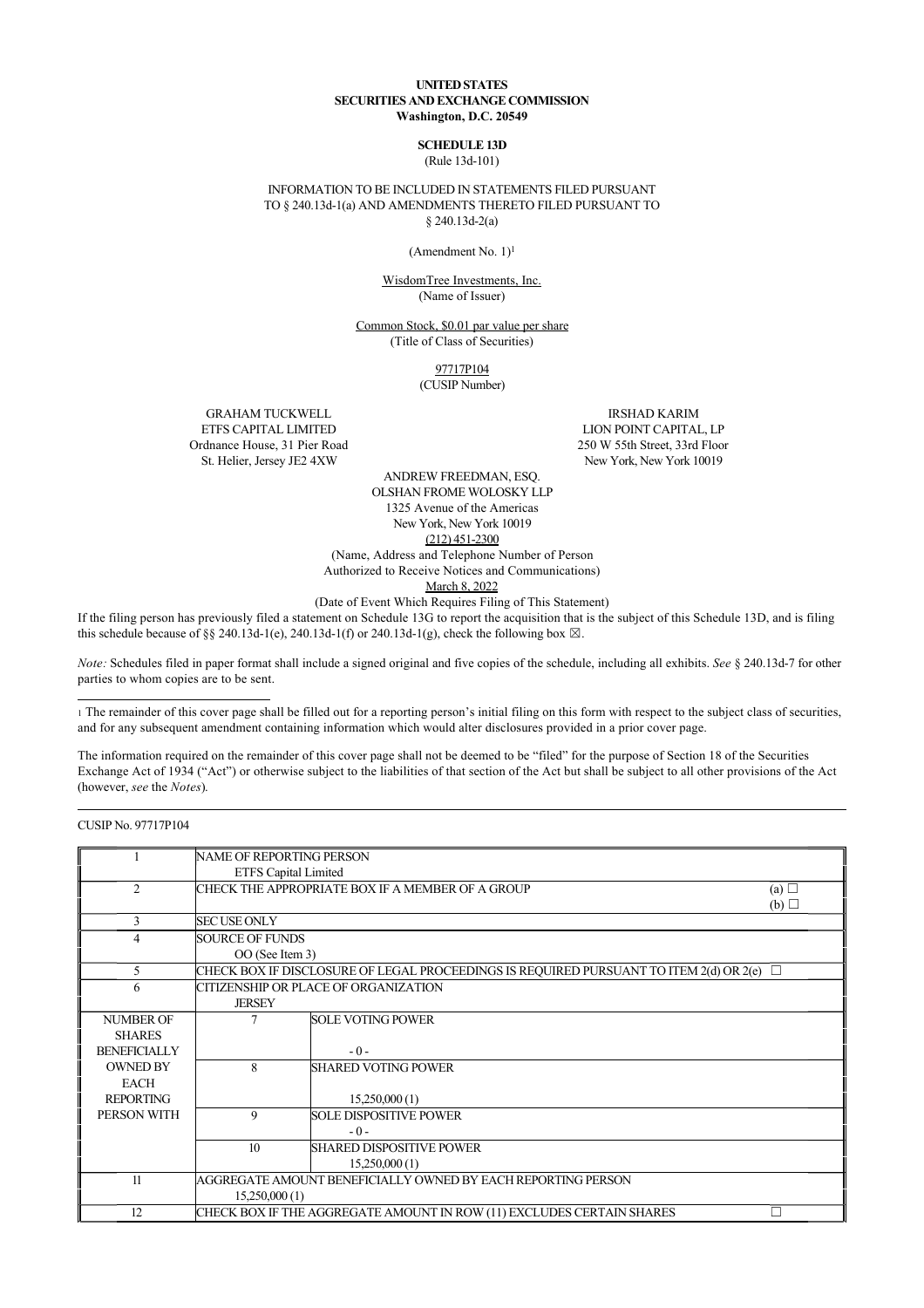**UNITED STATES**
**SECURITIES AND EXCHANGE COMMISSION**
**Washington, D.C. 20549**

**SCHEDULE 13D**
(Rule 13d-101)

INFORMATION TO BE INCLUDED IN STATEMENTS FILED PURSUANT TO § 240.13d-1(a) AND AMENDMENTS THERETO FILED PURSUANT TO § 240.13d-2(a)

(Amendment No. 1)[1]

WisdomTree Investments, Inc.
(Name of Issuer)

Common Stock, $0.01 par value per share
(Title of Class of Securities)

97717P104
(CUSIP Number)

GRAHAM TUCKWELL
ETFS CAPITAL LIMITED
Ordnance House, 31 Pier Road
St. Helier, Jersey JE2 4XW

IRSHAD KARIM
LION POINT CAPITAL, LP
250 W 55th Street, 33rd Floor
New York, New York 10019

ANDREW FREEDMAN, ESQ.
OLSHAN FROME WOLOSKY LLP
1325 Avenue of the Americas
New York, New York 10019
(212) 451-2300
(Name, Address and Telephone Number of Person
Authorized to Receive Notices and Communications)

March 8, 2022
(Date of Event Which Requires Filing of This Statement)

If the filing person has previously filed a statement on Schedule 13G to report the acquisition that is the subject of this Schedule 13D, and is filing this schedule because of §§ 240.13d-1(e), 240.13d-1(f) or 240.13d-1(g), check the following box ☒.

*Note:* Schedules filed in paper format shall include a signed original and five copies of the schedule, including all exhibits. *See* § 240.13d-7 for other parties to whom copies are to be sent.

---

1 The remainder of this cover page shall be filled out for a reporting person's initial filing on this form with respect to the subject class of securities, and for any subsequent amendment containing information which would alter disclosures provided in a prior cover page.

The information required on the remainder of this cover page shall not be deemed to be "filed" for the purpose of Section 18 of the Securities Exchange Act of 1934 ("Act") or otherwise subject to the liabilities of that section of the Act but shall be subject to all other provisions of the Act (however, *see* the *Notes*).

---

CUSIP No. 97717P104

| | | | |
|---|---|---|---|
| 1 | NAME OF REPORTING PERSON<br>ETFS Capital Limited | | |
| 2 | CHECK THE APPROPRIATE BOX IF A MEMBER OF A GROUP | | (a) ☐<br>(b) ☐ |
| 3 | SEC USE ONLY | | |
| 4 | SOURCE OF FUNDS<br>OO (See Item 3) | | |
| 5 | CHECK BOX IF DISCLOSURE OF LEGAL PROCEEDINGS IS REQUIRED PURSUANT TO ITEM 2(d) OR 2(e) ☐ | | |
| 6 | CITIZENSHIP OR PLACE OF ORGANIZATION<br>JERSEY | | |
| NUMBER OF SHARES BENEFICIALLY OWNED BY EACH REPORTING PERSON WITH | 7 | SOLE VOTING POWER<br>- 0 - | |
| | 8 | SHARED VOTING POWER<br>15,250,000 (1) | |
| | 9 | SOLE DISPOSITIVE POWER<br>- 0 - | |
| | 10 | SHARED DISPOSITIVE POWER<br>15,250,000 (1) | |
| 11 | AGGREGATE AMOUNT BENEFICIALLY OWNED BY EACH REPORTING PERSON<br>15,250,000 (1) | | |
| 12 | CHECK BOX IF THE AGGREGATE AMOUNT IN ROW (11) EXCLUDES CERTAIN SHARES | | ☐ |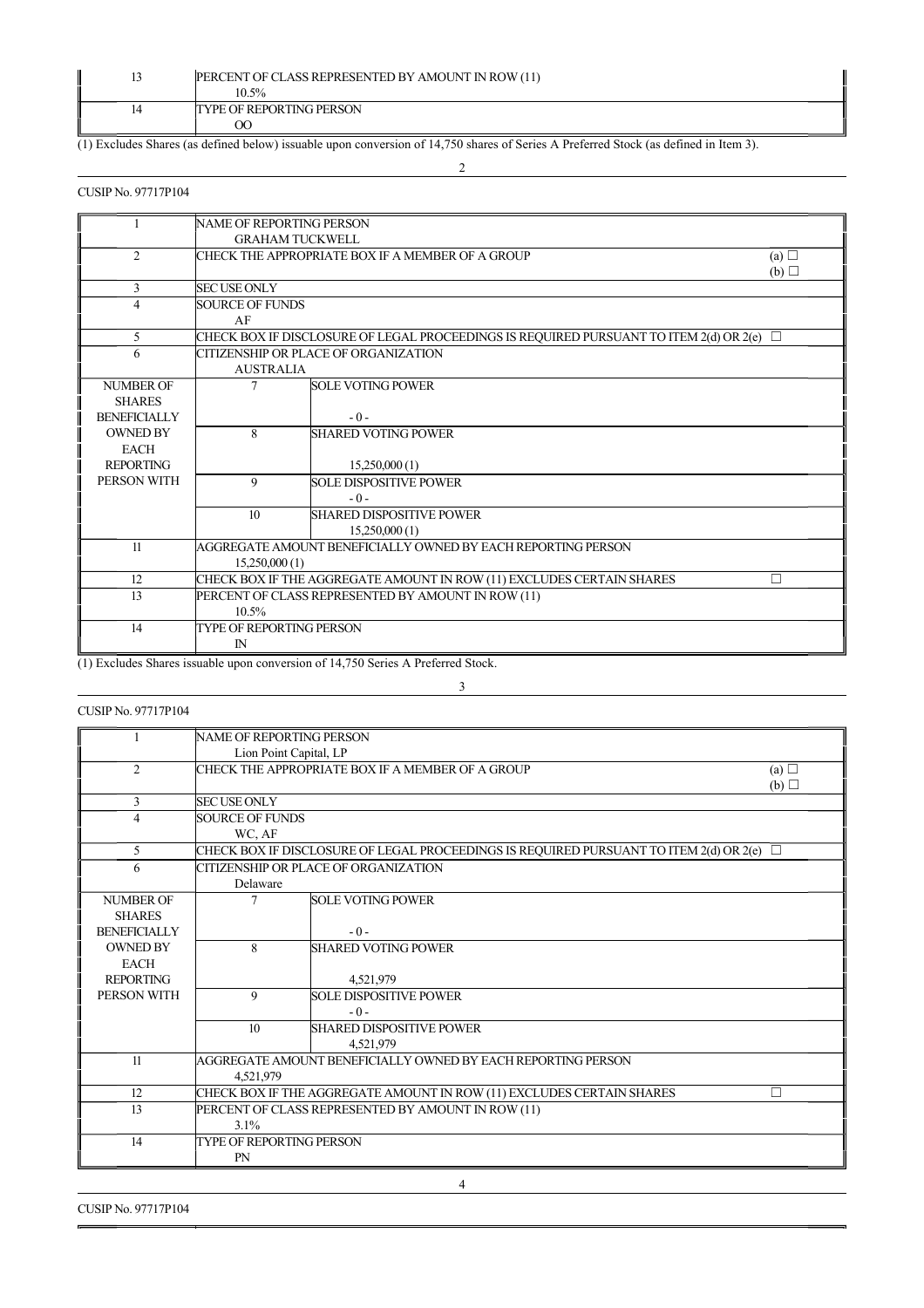| 13 | PERCENT OF CLASS REPRESENTED BY AMOUNT IN ROW (11) | |
|---|---|---|
| | 10.5% | |
| 14 | TYPE OF REPORTING PERSON | |
| | OO | |

(1) Excludes Shares (as defined below) issuable upon conversion of 14,750 shares of Series A Preferred Stock (as defined in Item 3).

CUSIP No. 97717P104

| 1 | NAME OF REPORTING PERSON | |
|---|---|---|
| | GRAHAM TUCKWELL | |
| 2 | CHECK THE APPROPRIATE BOX IF A MEMBER OF A GROUP | (a) ☐ (b) ☐ |
| 3 | SEC USE ONLY | |
| 4 | SOURCE OF FUNDS | |
| | AF | |
| 5 | CHECK BOX IF DISCLOSURE OF LEGAL PROCEEDINGS IS REQUIRED PURSUANT TO ITEM 2(d) OR 2(e) ☐ | |
| 6 | CITIZENSHIP OR PLACE OF ORGANIZATION | |
| | AUSTRALIA | |
| NUMBER OF SHARES BENEFICIALLY OWNED BY EACH REPORTING PERSON WITH | 7 | SOLE VOTING POWER - 0 - |
| | 8 | SHARED VOTING POWER 15,250,000 (1) |
| | 9 | SOLE DISPOSITIVE POWER - 0 - |
| | 10 | SHARED DISPOSITIVE POWER 15,250,000 (1) |
| 11 | AGGREGATE AMOUNT BENEFICIALLY OWNED BY EACH REPORTING PERSON | |
| | 15,250,000 (1) | |
| 12 | CHECK BOX IF THE AGGREGATE AMOUNT IN ROW (11) EXCLUDES CERTAIN SHARES | ☐ |
| 13 | PERCENT OF CLASS REPRESENTED BY AMOUNT IN ROW (11) | |
| | 10.5% | |
| 14 | TYPE OF REPORTING PERSON | |
| | IN | |

(1) Excludes Shares issuable upon conversion of 14,750 Series A Preferred Stock.

CUSIP No. 97717P104

| 1 | NAME OF REPORTING PERSON | |
|---|---|---|
| | Lion Point Capital, LP | |
| 2 | CHECK THE APPROPRIATE BOX IF A MEMBER OF A GROUP | (a) ☐ (b) ☐ |
| 3 | SEC USE ONLY | |
| 4 | SOURCE OF FUNDS | |
| | WC, AF | |
| 5 | CHECK BOX IF DISCLOSURE OF LEGAL PROCEEDINGS IS REQUIRED PURSUANT TO ITEM 2(d) OR 2(e) ☐ | |
| 6 | CITIZENSHIP OR PLACE OF ORGANIZATION | |
| | Delaware | |
| NUMBER OF SHARES BENEFICIALLY OWNED BY EACH REPORTING PERSON WITH | 7 | SOLE VOTING POWER - 0 - |
| | 8 | SHARED VOTING POWER 4,521,979 |
| | 9 | SOLE DISPOSITIVE POWER - 0 - |
| | 10 | SHARED DISPOSITIVE POWER 4,521,979 |
| 11 | AGGREGATE AMOUNT BENEFICIALLY OWNED BY EACH REPORTING PERSON | |
| | 4,521,979 | |
| 12 | CHECK BOX IF THE AGGREGATE AMOUNT IN ROW (11) EXCLUDES CERTAIN SHARES | ☐ |
| 13 | PERCENT OF CLASS REPRESENTED BY AMOUNT IN ROW (11) | |
| | 3.1% | |
| 14 | TYPE OF REPORTING PERSON | |
| | PN | |

CUSIP No. 97717P104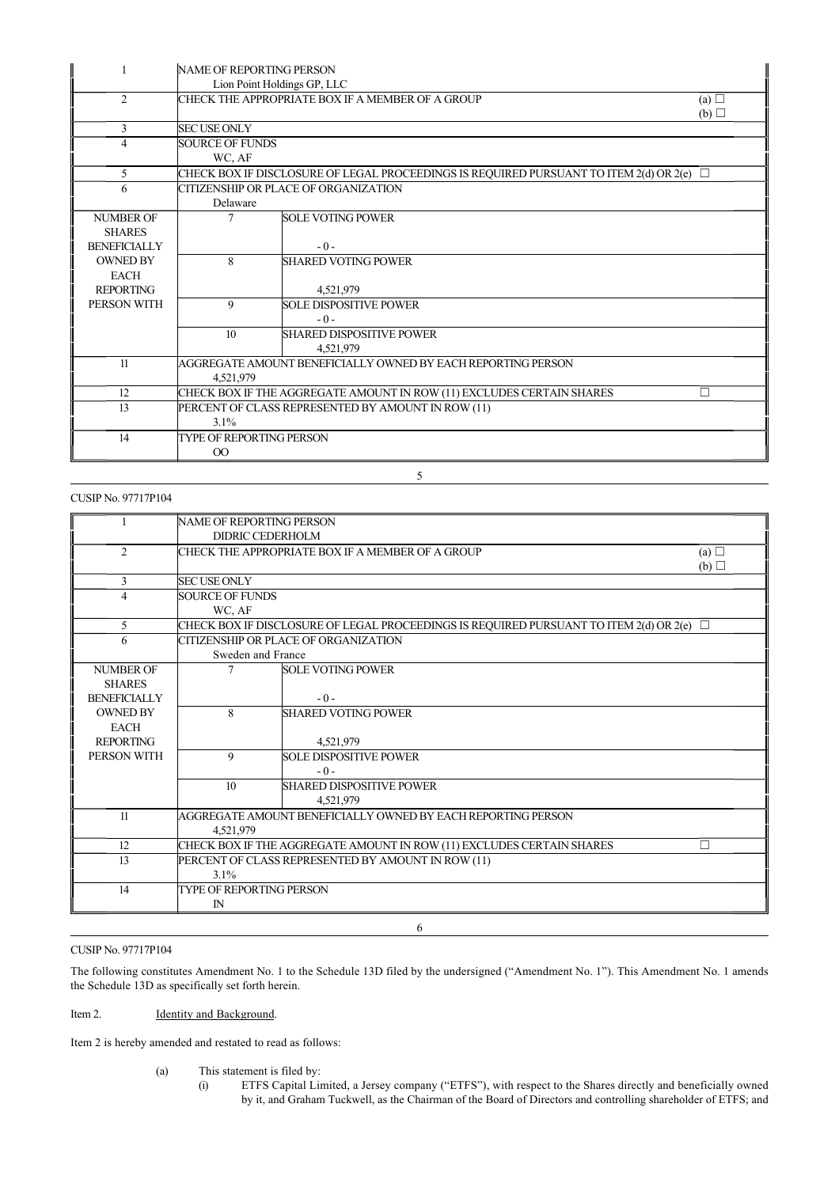| 1 | NAME OF REPORTING PERSON<br>Lion Point Holdings GP, LLC | | |
|---|---|---|---|
| 2 | CHECK THE APPROPRIATE BOX IF A MEMBER OF A GROUP | | (a) ☐<br>(b) ☐ |
| 3 | SEC USE ONLY | | |
| 4 | SOURCE OF FUNDS<br>WC, AF | | |
| 5 | CHECK BOX IF DISCLOSURE OF LEGAL PROCEEDINGS IS REQUIRED PURSUANT TO ITEM 2(d) OR 2(e) ☐ | | |
| 6 | CITIZENSHIP OR PLACE OF ORGANIZATION<br>Delaware | | |
| NUMBER OF SHARES BENEFICIALLY OWNED BY EACH REPORTING PERSON WITH | 7 | SOLE VOTING POWER<br>- 0 - | |
| | 8 | SHARED VOTING POWER<br>4,521,979 | |
| | 9 | SOLE DISPOSITIVE POWER<br>- 0 - | |
| | 10 | SHARED DISPOSITIVE POWER<br>4,521,979 | |
| 11 | AGGREGATE AMOUNT BENEFICIALLY OWNED BY EACH REPORTING PERSON<br>4,521,979 | | |
| 12 | CHECK BOX IF THE AGGREGATE AMOUNT IN ROW (11) EXCLUDES CERTAIN SHARES | | ☐ |
| 13 | PERCENT OF CLASS REPRESENTED BY AMOUNT IN ROW (11)<br>3.1% | | |
| 14 | TYPE OF REPORTING PERSON<br>OO | | |

CUSIP No. 97717P104

| 1 | NAME OF REPORTING PERSON<br>DIDRIC CEDERHOLM | | |
|---|---|---|---|
| 2 | CHECK THE APPROPRIATE BOX IF A MEMBER OF A GROUP | | (a) ☐<br>(b) ☐ |
| 3 | SEC USE ONLY | | |
| 4 | SOURCE OF FUNDS<br>WC, AF | | |
| 5 | CHECK BOX IF DISCLOSURE OF LEGAL PROCEEDINGS IS REQUIRED PURSUANT TO ITEM 2(d) OR 2(e) ☐ | | |
| 6 | CITIZENSHIP OR PLACE OF ORGANIZATION<br>Sweden and France | | |
| NUMBER OF SHARES BENEFICIALLY OWNED BY EACH REPORTING PERSON WITH | 7 | SOLE VOTING POWER<br>- 0 - | |
| | 8 | SHARED VOTING POWER<br>4,521,979 | |
| | 9 | SOLE DISPOSITIVE POWER<br>- 0 - | |
| | 10 | SHARED DISPOSITIVE POWER<br>4,521,979 | |
| 11 | AGGREGATE AMOUNT BENEFICIALLY OWNED BY EACH REPORTING PERSON<br>4,521,979 | | |
| 12 | CHECK BOX IF THE AGGREGATE AMOUNT IN ROW (11) EXCLUDES CERTAIN SHARES | | ☐ |
| 13 | PERCENT OF CLASS REPRESENTED BY AMOUNT IN ROW (11)<br>3.1% | | |
| 14 | TYPE OF REPORTING PERSON<br>IN | | |

CUSIP No. 97717P104

The following constitutes Amendment No. 1 to the Schedule 13D filed by the undersigned ("Amendment No. 1"). This Amendment No. 1 amends the Schedule 13D as specifically set forth herein.

Item 2. Identity and Background.

Item 2 is hereby amended and restated to read as follows:

(a) This statement is filed by:

(i) ETFS Capital Limited, a Jersey company ("ETFS"), with respect to the Shares directly and beneficially owned by it, and Graham Tuckwell, as the Chairman of the Board of Directors and controlling shareholder of ETFS; and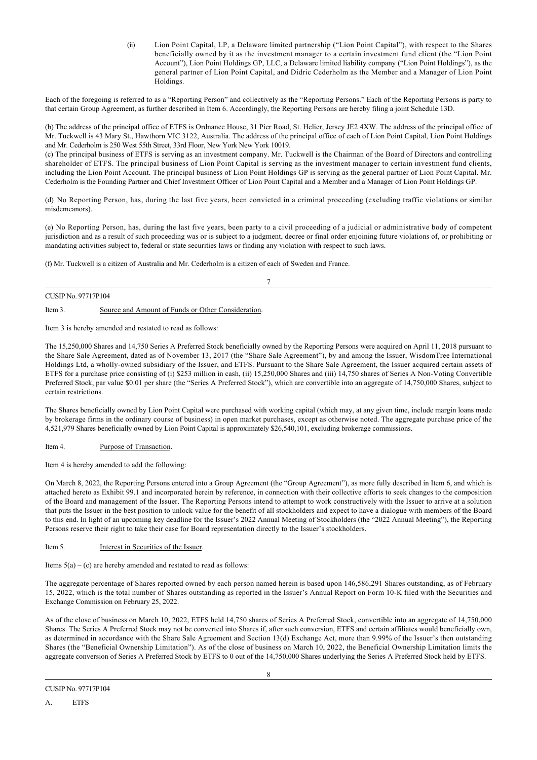(ii) Lion Point Capital, LP, a Delaware limited partnership ("Lion Point Capital"), with respect to the Shares beneficially owned by it as the investment manager to a certain investment fund client (the "Lion Point Account"), Lion Point Holdings GP, LLC, a Delaware limited liability company ("Lion Point Holdings"), as the general partner of Lion Point Capital, and Didric Cederholm as the Member and a Manager of Lion Point Holdings.

Each of the foregoing is referred to as a "Reporting Person" and collectively as the "Reporting Persons." Each of the Reporting Persons is party to that certain Group Agreement, as further described in Item 6. Accordingly, the Reporting Persons are hereby filing a joint Schedule 13D.

(b) The address of the principal office of ETFS is Ordnance House, 31 Pier Road, St. Helier, Jersey JE2 4XW. The address of the principal office of Mr. Tuckwell is 43 Mary St., Hawthorn VIC 3122, Australia. The address of the principal office of each of Lion Point Capital, Lion Point Holdings and Mr. Cederholm is 250 West 55th Street, 33rd Floor, New York New York 10019.

(c) The principal business of ETFS is serving as an investment company. Mr. Tuckwell is the Chairman of the Board of Directors and controlling shareholder of ETFS. The principal business of Lion Point Capital is serving as the investment manager to certain investment fund clients, including the Lion Point Account. The principal business of Lion Point Holdings GP is serving as the general partner of Lion Point Capital. Mr. Cederholm is the Founding Partner and Chief Investment Officer of Lion Point Capital and a Member and a Manager of Lion Point Holdings GP.

(d) No Reporting Person, has, during the last five years, been convicted in a criminal proceeding (excluding traffic violations or similar misdemeanors).

(e) No Reporting Person, has, during the last five years, been party to a civil proceeding of a judicial or administrative body of competent jurisdiction and as a result of such proceeding was or is subject to a judgment, decree or final order enjoining future violations of, or prohibiting or mandating activities subject to, federal or state securities laws or finding any violation with respect to such laws.

(f) Mr. Tuckwell is a citizen of Australia and Mr. Cederholm is a citizen of each of Sweden and France.

CUSIP No. 97717P104

Item 3. Source and Amount of Funds or Other Consideration.

Item 3 is hereby amended and restated to read as follows:

The 15,250,000 Shares and 14,750 Series A Preferred Stock beneficially owned by the Reporting Persons were acquired on April 11, 2018 pursuant to the Share Sale Agreement, dated as of November 13, 2017 (the "Share Sale Agreement"), by and among the Issuer, WisdomTree International Holdings Ltd, a wholly-owned subsidiary of the Issuer, and ETFS. Pursuant to the Share Sale Agreement, the Issuer acquired certain assets of ETFS for a purchase price consisting of (i) $253 million in cash, (ii) 15,250,000 Shares and (iii) 14,750 shares of Series A Non-Voting Convertible Preferred Stock, par value $0.01 per share (the "Series A Preferred Stock"), which are convertible into an aggregate of 14,750,000 Shares, subject to certain restrictions.

The Shares beneficially owned by Lion Point Capital were purchased with working capital (which may, at any given time, include margin loans made by brokerage firms in the ordinary course of business) in open market purchases, except as otherwise noted. The aggregate purchase price of the 4,521,979 Shares beneficially owned by Lion Point Capital is approximately $26,540,101, excluding brokerage commissions.

Item 4. Purpose of Transaction.

Item 4 is hereby amended to add the following:

On March 8, 2022, the Reporting Persons entered into a Group Agreement (the "Group Agreement"), as more fully described in Item 6, and which is attached hereto as Exhibit 99.1 and incorporated herein by reference, in connection with their collective efforts to seek changes to the composition of the Board and management of the Issuer. The Reporting Persons intend to attempt to work constructively with the Issuer to arrive at a solution that puts the Issuer in the best position to unlock value for the benefit of all stockholders and expect to have a dialogue with members of the Board to this end. In light of an upcoming key deadline for the Issuer's 2022 Annual Meeting of Stockholders (the "2022 Annual Meeting"), the Reporting Persons reserve their right to take their case for Board representation directly to the Issuer's stockholders.

Item 5. Interest in Securities of the Issuer.

Items 5(a) – (c) are hereby amended and restated to read as follows:

The aggregate percentage of Shares reported owned by each person named herein is based upon 146,586,291 Shares outstanding, as of February 15, 2022, which is the total number of Shares outstanding as reported in the Issuer's Annual Report on Form 10-K filed with the Securities and Exchange Commission on February 25, 2022.

As of the close of business on March 10, 2022, ETFS held 14,750 shares of Series A Preferred Stock, convertible into an aggregate of 14,750,000 Shares. The Series A Preferred Stock may not be converted into Shares if, after such conversion, ETFS and certain affiliates would beneficially own, as determined in accordance with the Share Sale Agreement and Section 13(d) Exchange Act, more than 9.99% of the Issuer's then outstanding Shares (the "Beneficial Ownership Limitation"). As of the close of business on March 10, 2022, the Beneficial Ownership Limitation limits the aggregate conversion of Series A Preferred Stock by ETFS to 0 out of the 14,750,000 Shares underlying the Series A Preferred Stock held by ETFS.

CUSIP No. 97717P104

A. ETFS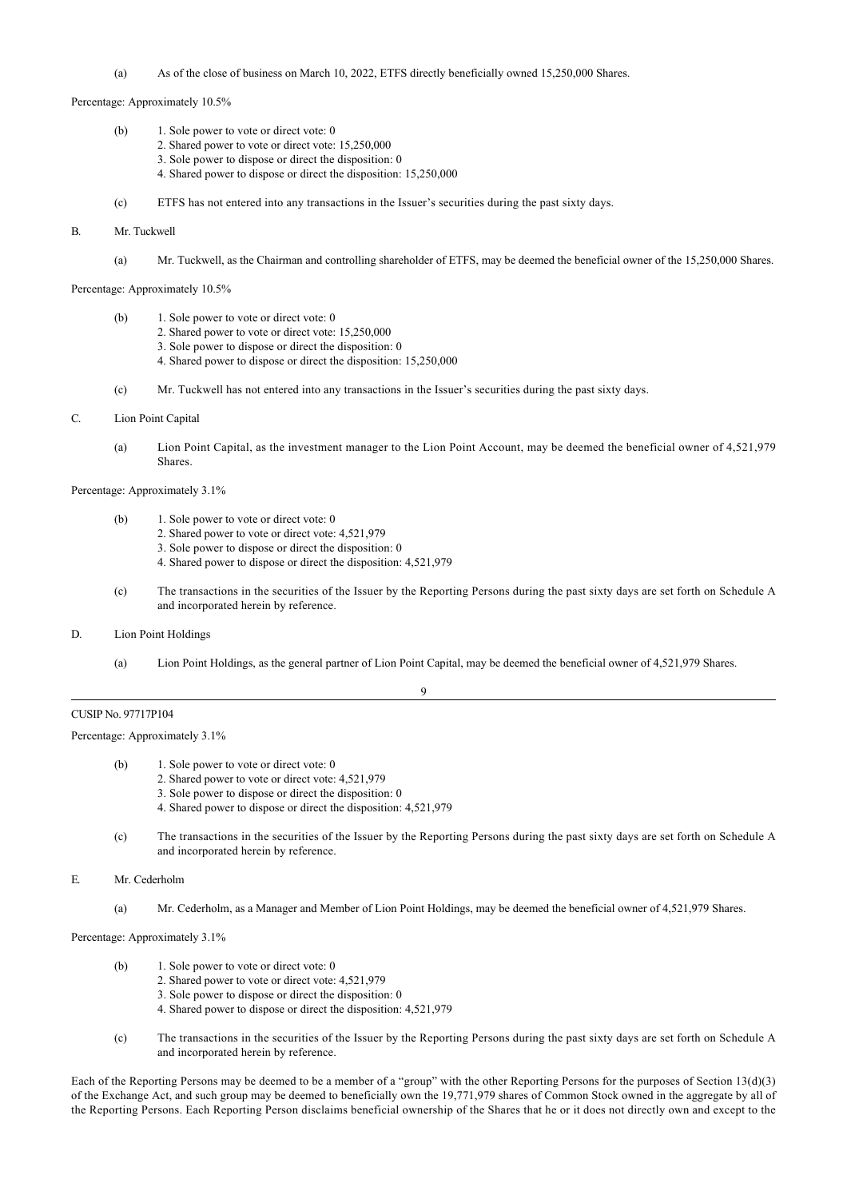(a) As of the close of business on March 10, 2022, ETFS directly beneficially owned 15,250,000 Shares.

Percentage: Approximately 10.5%

(b) 1. Sole power to vote or direct vote: 0
2. Shared power to vote or direct vote: 15,250,000
3. Sole power to dispose or direct the disposition: 0
4. Shared power to dispose or direct the disposition: 15,250,000

(c) ETFS has not entered into any transactions in the Issuer's securities during the past sixty days.

B. Mr. Tuckwell

(a) Mr. Tuckwell, as the Chairman and controlling shareholder of ETFS, may be deemed the beneficial owner of the 15,250,000 Shares.

Percentage: Approximately 10.5%

(b) 1. Sole power to vote or direct vote: 0
2. Shared power to vote or direct vote: 15,250,000
3. Sole power to dispose or direct the disposition: 0
4. Shared power to dispose or direct the disposition: 15,250,000

(c) Mr. Tuckwell has not entered into any transactions in the Issuer's securities during the past sixty days.

C. Lion Point Capital

(a) Lion Point Capital, as the investment manager to the Lion Point Account, may be deemed the beneficial owner of 4,521,979 Shares.

Percentage: Approximately 3.1%

(b) 1. Sole power to vote or direct vote: 0
2. Shared power to vote or direct vote: 4,521,979
3. Sole power to dispose or direct the disposition: 0
4. Shared power to dispose or direct the disposition: 4,521,979

(c) The transactions in the securities of the Issuer by the Reporting Persons during the past sixty days are set forth on Schedule A and incorporated herein by reference.

D. Lion Point Holdings

(a) Lion Point Holdings, as the general partner of Lion Point Capital, may be deemed the beneficial owner of 4,521,979 Shares.

CUSIP No. 97717P104

Percentage: Approximately 3.1%

(b) 1. Sole power to vote or direct vote: 0
2. Shared power to vote or direct vote: 4,521,979
3. Sole power to dispose or direct the disposition: 0
4. Shared power to dispose or direct the disposition: 4,521,979

(c) The transactions in the securities of the Issuer by the Reporting Persons during the past sixty days are set forth on Schedule A and incorporated herein by reference.

E. Mr. Cederholm

(a) Mr. Cederholm, as a Manager and Member of Lion Point Holdings, may be deemed the beneficial owner of 4,521,979 Shares.

Percentage: Approximately 3.1%

(b) 1. Sole power to vote or direct vote: 0
2. Shared power to vote or direct vote: 4,521,979
3. Sole power to dispose or direct the disposition: 0
4. Shared power to dispose or direct the disposition: 4,521,979

(c) The transactions in the securities of the Issuer by the Reporting Persons during the past sixty days are set forth on Schedule A and incorporated herein by reference.

Each of the Reporting Persons may be deemed to be a member of a "group" with the other Reporting Persons for the purposes of Section 13(d)(3) of the Exchange Act, and such group may be deemed to beneficially own the 19,771,979 shares of Common Stock owned in the aggregate by all of the Reporting Persons. Each Reporting Person disclaims beneficial ownership of the Shares that he or it does not directly own and except to the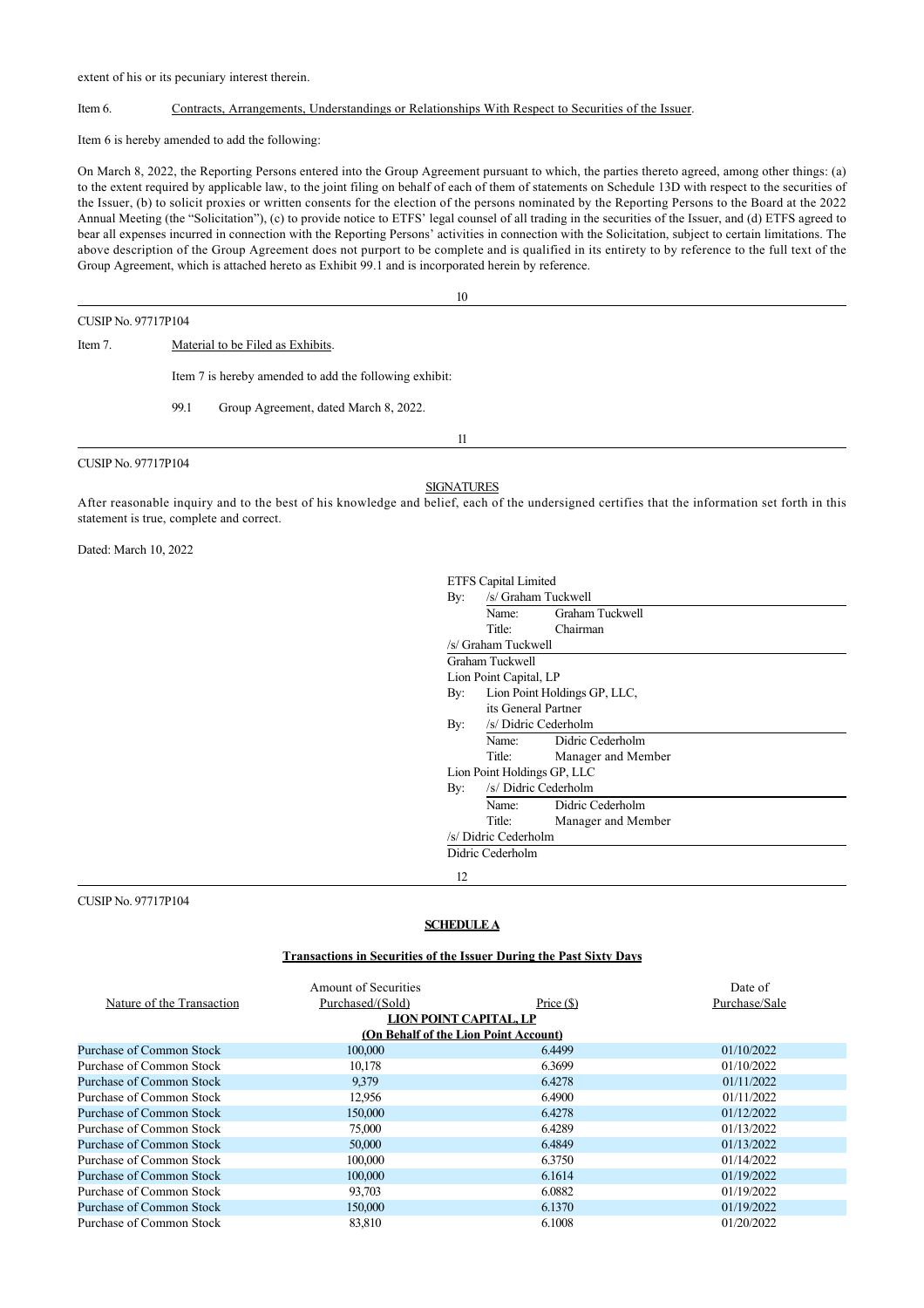extent of his or its pecuniary interest therein.

Item 6. Contracts, Arrangements, Understandings or Relationships With Respect to Securities of the Issuer.

Item 6 is hereby amended to add the following:

On March 8, 2022, the Reporting Persons entered into the Group Agreement pursuant to which, the parties thereto agreed, among other things: (a) to the extent required by applicable law, to the joint filing on behalf of each of them of statements on Schedule 13D with respect to the securities of the Issuer, (b) to solicit proxies or written consents for the election of the persons nominated by the Reporting Persons to the Board at the 2022 Annual Meeting (the "Solicitation"), (c) to provide notice to ETFS' legal counsel of all trading in the securities of the Issuer, and (d) ETFS agreed to bear all expenses incurred in connection with the Reporting Persons' activities in connection with the Solicitation, subject to certain limitations. The above description of the Group Agreement does not purport to be complete and is qualified in its entirety to by reference to the full text of the Group Agreement, which is attached hereto as Exhibit 99.1 and is incorporated herein by reference.

CUSIP No. 97717P104

Item 7. Material to be Filed as Exhibits.

Item 7 is hereby amended to add the following exhibit:

99.1 Group Agreement, dated March 8, 2022.

CUSIP No. 97717P104

## SIGNATURES

After reasonable inquiry and to the best of his knowledge and belief, each of the undersigned certifies that the information set forth in this statement is true, complete and correct.

Dated: March 10, 2022

ETFS Capital Limited

By: /s/ Graham Tuckwell
Name: Graham Tuckwell
Title: Chairman

/s/ Graham Tuckwell
Graham Tuckwell

Lion Point Capital, LP
By: Lion Point Holdings GP, LLC, its General Partner
By: /s/ Didric Cederholm
Name: Didric Cederholm
Title: Manager and Member

Lion Point Holdings GP, LLC
By: /s/ Didric Cederholm
Name: Didric Cederholm
Title: Manager and Member

/s/ Didric Cederholm
Didric Cederholm

CUSIP No. 97717P104

## SCHEDULE A

**Transactions in Securities of the Issuer During the Past Sixty Days**

| Nature of the Transaction | Amount of Securities Purchased/(Sold) | Price ($) | Date of Purchase/Sale |
|---|---|---|---|
| | **LION POINT CAPITAL, LP** | | |
| | **(On Behalf of the Lion Point Account)** | | |
| Purchase of Common Stock | 100,000 | 6.4499 | 01/10/2022 |
| Purchase of Common Stock | 10,178 | 6.3699 | 01/10/2022 |
| Purchase of Common Stock | 9,379 | 6.4278 | 01/11/2022 |
| Purchase of Common Stock | 12,956 | 6.4900 | 01/11/2022 |
| Purchase of Common Stock | 150,000 | 6.4278 | 01/12/2022 |
| Purchase of Common Stock | 75,000 | 6.4289 | 01/13/2022 |
| Purchase of Common Stock | 50,000 | 6.4849 | 01/13/2022 |
| Purchase of Common Stock | 100,000 | 6.3750 | 01/14/2022 |
| Purchase of Common Stock | 100,000 | 6.1614 | 01/19/2022 |
| Purchase of Common Stock | 93,703 | 6.0882 | 01/19/2022 |
| Purchase of Common Stock | 150,000 | 6.1370 | 01/19/2022 |
| Purchase of Common Stock | 83,810 | 6.1008 | 01/20/2022 |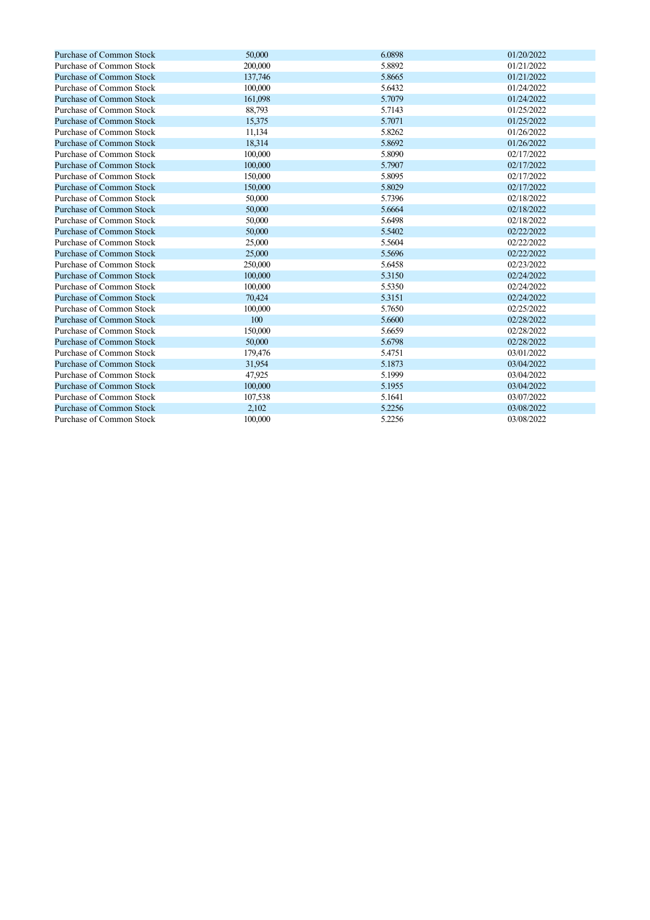| | | | |
|---|---|---|---|
| Purchase of Common Stock | 50,000 | 6.0898 | 01/20/2022 |
| Purchase of Common Stock | 200,000 | 5.8892 | 01/21/2022 |
| Purchase of Common Stock | 137,746 | 5.8665 | 01/21/2022 |
| Purchase of Common Stock | 100,000 | 5.6432 | 01/24/2022 |
| Purchase of Common Stock | 161,098 | 5.7079 | 01/24/2022 |
| Purchase of Common Stock | 88,793 | 5.7143 | 01/25/2022 |
| Purchase of Common Stock | 15,375 | 5.7071 | 01/25/2022 |
| Purchase of Common Stock | 11,134 | 5.8262 | 01/26/2022 |
| Purchase of Common Stock | 18,314 | 5.8692 | 01/26/2022 |
| Purchase of Common Stock | 100,000 | 5.8090 | 02/17/2022 |
| Purchase of Common Stock | 100,000 | 5.7907 | 02/17/2022 |
| Purchase of Common Stock | 150,000 | 5.8095 | 02/17/2022 |
| Purchase of Common Stock | 150,000 | 5.8029 | 02/17/2022 |
| Purchase of Common Stock | 50,000 | 5.7396 | 02/18/2022 |
| Purchase of Common Stock | 50,000 | 5.6664 | 02/18/2022 |
| Purchase of Common Stock | 50,000 | 5.6498 | 02/18/2022 |
| Purchase of Common Stock | 50,000 | 5.5402 | 02/22/2022 |
| Purchase of Common Stock | 25,000 | 5.5604 | 02/22/2022 |
| Purchase of Common Stock | 25,000 | 5.5696 | 02/22/2022 |
| Purchase of Common Stock | 250,000 | 5.6458 | 02/23/2022 |
| Purchase of Common Stock | 100,000 | 5.3150 | 02/24/2022 |
| Purchase of Common Stock | 100,000 | 5.5350 | 02/24/2022 |
| Purchase of Common Stock | 70,424 | 5.3151 | 02/24/2022 |
| Purchase of Common Stock | 100,000 | 5.7650 | 02/25/2022 |
| Purchase of Common Stock | 100 | 5.6600 | 02/28/2022 |
| Purchase of Common Stock | 150,000 | 5.6659 | 02/28/2022 |
| Purchase of Common Stock | 50,000 | 5.6798 | 02/28/2022 |
| Purchase of Common Stock | 179,476 | 5.4751 | 03/01/2022 |
| Purchase of Common Stock | 31,954 | 5.1873 | 03/04/2022 |
| Purchase of Common Stock | 47,925 | 5.1999 | 03/04/2022 |
| Purchase of Common Stock | 100,000 | 5.1955 | 03/04/2022 |
| Purchase of Common Stock | 107,538 | 5.1641 | 03/07/2022 |
| Purchase of Common Stock | 2,102 | 5.2256 | 03/08/2022 |
| Purchase of Common Stock | 100,000 | 5.2256 | 03/08/2022 |